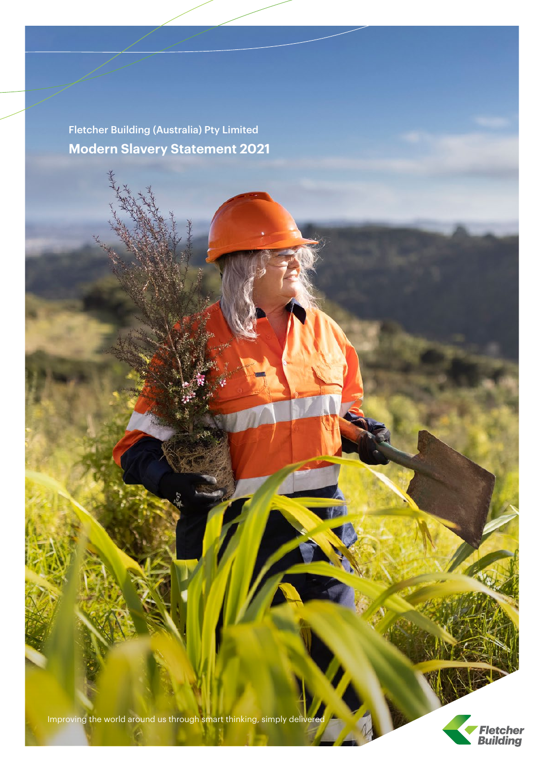Fletcher Building (Australia) Pty Limited

# Modern Slavery Statement 2021

Improving the world around us through smart thinking, simply delivered

Fletcher Building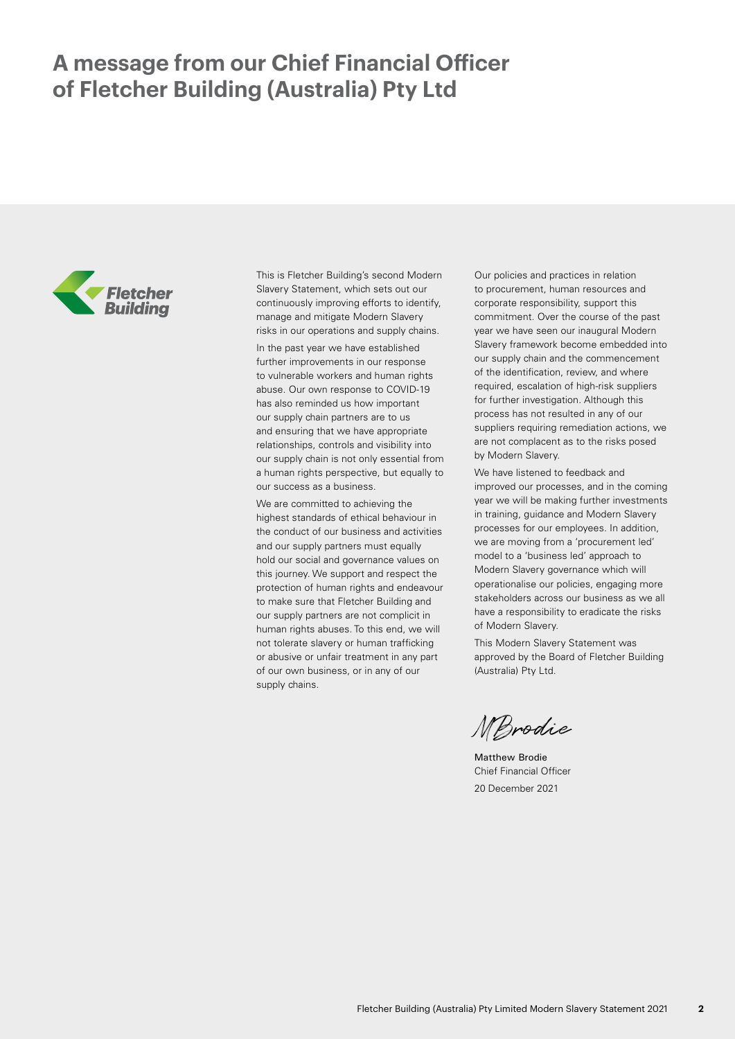# A message from our Chief Financial Officer of Fletcher Building (Australia) Pty Ltd

This is Fletcher Building's second Modern Slavery Statement, which sets out our continuously improving efforts to identify, manage and mitigate Modern Slavery risks in our operations and supply chains.

In the past year we have established further improvements in our response to vulnerable workers and human rights abuse. Our own response to COVID-19 has also reminded us how important our supply chain partners are to us and ensuring that we have appropriate relationships, controls and visibility into our supply chain is not only essential from a human rights perspective, but equally to our success as a business.

We are committed to achieving the highest standards of ethical behaviour in the conduct of our business and activities and our supply partners must equally hold our social and governance values on this journey. We support and respect the protection of human rights and endeavour to make sure that Fletcher Building and our supply partners are not complicit in human rights abuses. To this end, we will not tolerate slavery or human trafficking or abusive or unfair treatment in any part of our own business, or in any of our supply chains.

Our policies and practices in relation to procurement, human resources and corporate responsibility, support this commitment. Over the course of the past year we have seen our inaugural Modern Slavery framework become embedded into our supply chain and the commencement of the identification, review, and where required, escalation of high-risk suppliers for further investigation. Although this process has not resulted in any of our suppliers requiring remediation actions, we are not complacent as to the risks posed by Modern Slavery.

We have listened to feedback and improved our processes, and in the coming year we will be making further investments in training, guidance and Modern Slavery processes for our employees. In addition, we are moving from a 'procurement led' model to a 'business led' approach to Modern Slavery governance which will operationalise our policies, engaging more stakeholders across our business as we all have a responsibility to eradicate the risks of Modern Slavery.

This Modern Slavery Statement was approved by the Board of Fletcher Building (Australia) Pty Ltd.

MBrodie

Matthew Brodie
Chief Financial Officer
20 December 2021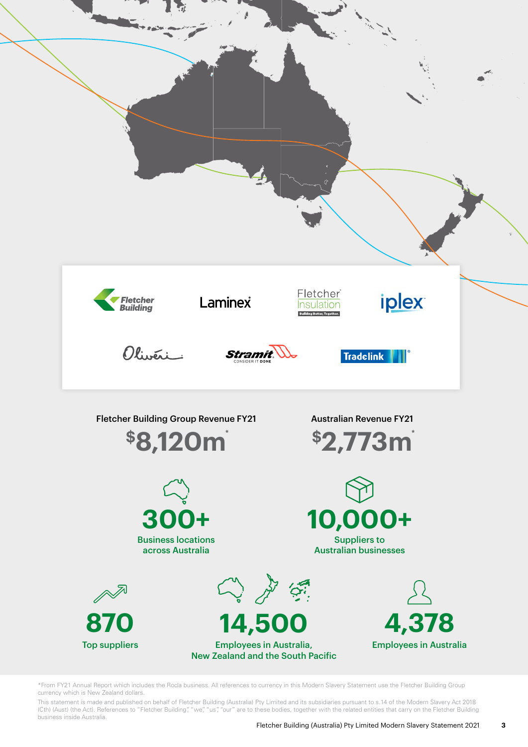Fletcher Building · Laminex · Fletcher Insulation · iplex · Oliveri · Stramit · Tradelink

**Fletcher Building Group Revenue FY21**

**$8,120m***

**Australian Revenue FY21**

**$2,773m***

**300+**
Business locations across Australia

**10,000+**
Suppliers to Australian businesses

**870**
Top suppliers

**14,500**
Employees in Australia, New Zealand and the South Pacific

**4,378**
Employees in Australia

*From FY21 Annual Report which includes the Rocla business. All references to currency in this Modern Slavery Statement use the Fletcher Building Group currency which is New Zealand dollars.

This statement is made and published on behalf of Fletcher Building (Australia) Pty Limited and its subsidiaries pursuant to s.14 of the Modern Slavery Act 2018 (Cth) (Aust) (the Act). References to "Fletcher Building", "we", "us", "our" are to these bodies, together with the related entities that carry on the Fletcher Building business inside Australia.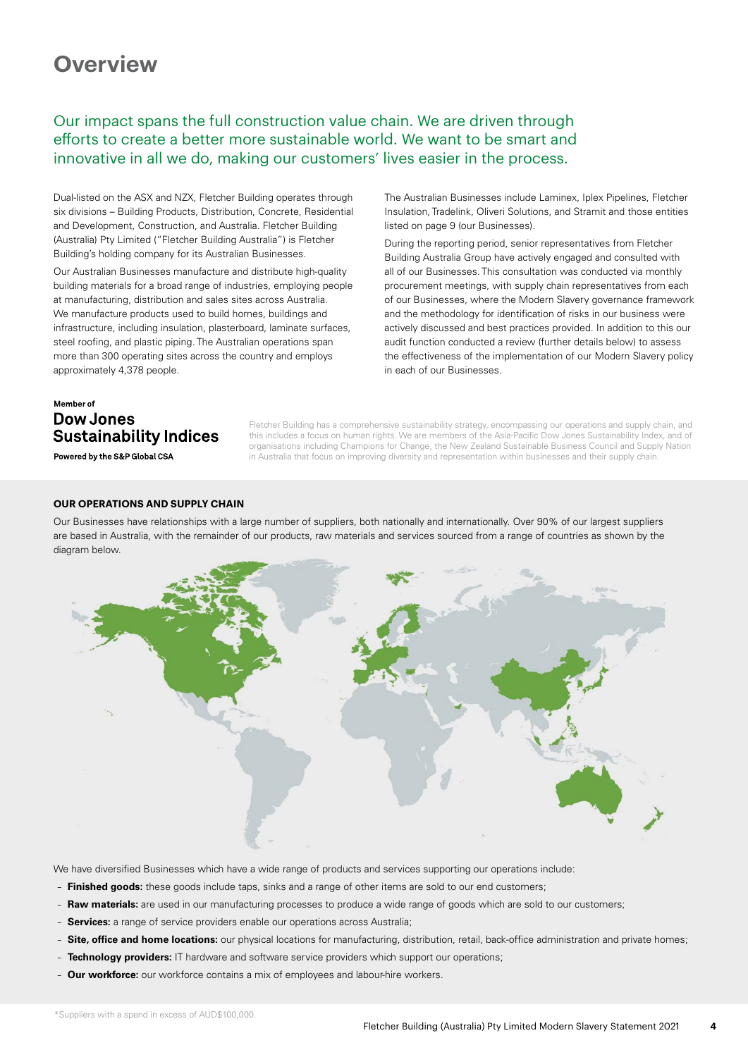# Overview

Our impact spans the full construction value chain. We are driven through efforts to create a better more sustainable world. We want to be smart and innovative in all we do, making our customers' lives easier in the process.

Dual-listed on the ASX and NZX, Fletcher Building operates through six divisions – Building Products, Distribution, Concrete, Residential and Development, Construction, and Australia. Fletcher Building (Australia) Pty Limited ("Fletcher Building Australia") is Fletcher Building's holding company for its Australian Businesses.

Our Australian Businesses manufacture and distribute high-quality building materials for a broad range of industries, employing people at manufacturing, distribution and sales sites across Australia. We manufacture products used to build homes, buildings and infrastructure, including insulation, plasterboard, laminate surfaces, steel roofing, and plastic piping. The Australian operations span more than 300 operating sites across the country and employs approximately 4,378 people.

The Australian Businesses include Laminex, Iplex Pipelines, Fletcher Insulation, Tradelink, Oliveri Solutions, and Stramit and those entities listed on page 9 (our Businesses).

During the reporting period, senior representatives from Fletcher Building Australia Group have actively engaged and consulted with all of our Businesses. This consultation was conducted via monthly procurement meetings, with supply chain representatives from each of our Businesses, where the Modern Slavery governance framework and the methodology for identification of risks in our business were actively discussed and best practices provided. In addition to this our audit function conducted a review (further details below) to assess the effectiveness of the implementation of our Modern Slavery policy in each of our Businesses.

**Member of**
**Dow Jones Sustainability Indices**
**Powered by the S&P Global CSA**

Fletcher Building has a comprehensive sustainability strategy, encompassing our operations and supply chain, and this includes a focus on human rights. We are members of the Asia-Pacific Dow Jones Sustainability Index, and of organisations including Champions for Change, the New Zealand Sustainable Business Council and Supply Nation in Australia that focus on improving diversity and representation within businesses and their supply chain.

## OUR OPERATIONS AND SUPPLY CHAIN

Our Businesses have relationships with a large number of suppliers, both nationally and internationally. Over 90% of our largest suppliers are based in Australia, with the remainder of our products, raw materials and services sourced from a range of countries as shown by the diagram below.

We have diversified Businesses which have a wide range of products and services supporting our operations include:

- **Finished goods:** these goods include taps, sinks and a range of other items are sold to our end customers;
- **Raw materials:** are used in our manufacturing processes to produce a wide range of goods which are sold to our customers;
- **Services:** a range of service providers enable our operations across Australia;
- **Site, office and home locations:** our physical locations for manufacturing, distribution, retail, back-office administration and private homes;
- **Technology providers:** IT hardware and software service providers which support our operations;
- **Our workforce:** our workforce contains a mix of employees and labour-hire workers.

*Suppliers with a spend in excess of AUD$100,000.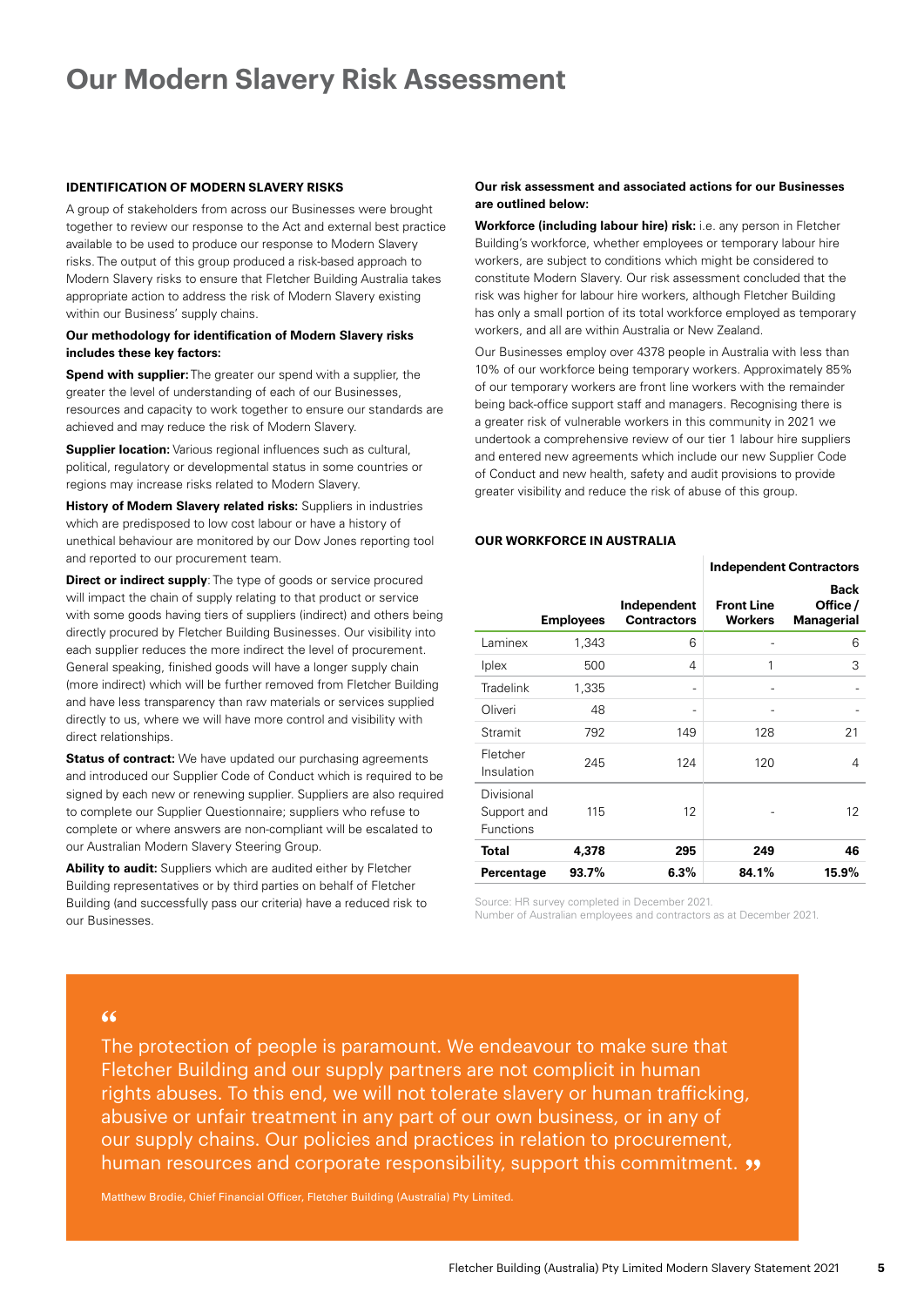# Our Modern Slavery Risk Assessment

**IDENTIFICATION OF MODERN SLAVERY RISKS**

A group of stakeholders from across our Businesses were brought together to review our response to the Act and external best practice available to be used to produce our response to Modern Slavery risks. The output of this group produced a risk-based approach to Modern Slavery risks to ensure that Fletcher Building Australia takes appropriate action to address the risk of Modern Slavery existing within our Business' supply chains.

**Our methodology for identification of Modern Slavery risks includes these key factors:**

**Spend with supplier:** The greater our spend with a supplier, the greater the level of understanding of each of our Businesses, resources and capacity to work together to ensure our standards are achieved and may reduce the risk of Modern Slavery.

**Supplier location:** Various regional influences such as cultural, political, regulatory or developmental status in some countries or regions may increase risks related to Modern Slavery.

**History of Modern Slavery related risks:** Suppliers in industries which are predisposed to low cost labour or have a history of unethical behaviour are monitored by our Dow Jones reporting tool and reported to our procurement team.

**Direct or indirect supply**: The type of goods or service procured will impact the chain of supply relating to that product or service with some goods having tiers of suppliers (indirect) and others being directly procured by Fletcher Building Businesses. Our visibility into each supplier reduces the more indirect the level of procurement. General speaking, finished goods will have a longer supply chain (more indirect) which will be further removed from Fletcher Building and have less transparency than raw materials or services supplied directly to us, where we will have more control and visibility with direct relationships.

**Status of contract:** We have updated our purchasing agreements and introduced our Supplier Code of Conduct which is required to be signed by each new or renewing supplier. Suppliers are also required to complete our Supplier Questionnaire; suppliers who refuse to complete or where answers are non-compliant will be escalated to our Australian Modern Slavery Steering Group.

**Ability to audit:** Suppliers which are audited either by Fletcher Building representatives or by third parties on behalf of Fletcher Building (and successfully pass our criteria) have a reduced risk to our Businesses.

**Our risk assessment and associated actions for our Businesses are outlined below:**

**Workforce (including labour hire) risk:** i.e. any person in Fletcher Building's workforce, whether employees or temporary labour hire workers, are subject to conditions which might be considered to constitute Modern Slavery. Our risk assessment concluded that the risk was higher for labour hire workers, although Fletcher Building has only a small portion of its total workforce employed as temporary workers, and all are within Australia or New Zealand.

Our Businesses employ over 4378 people in Australia with less than 10% of our workforce being temporary workers. Approximately 85% of our temporary workers are front line workers with the remainder being back-office support staff and managers. Recognising there is a greater risk of vulnerable workers in this community in 2021 we undertook a comprehensive review of our tier 1 labour hire suppliers and entered new agreements which include our new Supplier Code of Conduct and new health, safety and audit provisions to provide greater visibility and reduce the risk of abuse of this group.

**OUR WORKFORCE IN AUSTRALIA**

| | | | Independent Contractors | |
|---|---|---|---|---|
| | Employees | Independent Contractors | Front Line Workers | Back Office / Managerial |
| Laminex | 1,343 | 6 | - | 6 |
| Iplex | 500 | 4 | 1 | 3 |
| Tradelink | 1,335 | - | - | - |
| Oliveri | 48 | - | - | - |
| Stramit | 792 | 149 | 128 | 21 |
| Fletcher Insulation | 245 | 124 | 120 | 4 |
| Divisional Support and Functions | 115 | 12 | - | 12 |
| **Total** | **4,378** | **295** | **249** | **46** |
| **Percentage** | **93.7%** | **6.3%** | **84.1%** | **15.9%** |

Source: HR survey completed in December 2021.
Number of Australian employees and contractors as at December 2021.

> "The protection of people is paramount. We endeavour to make sure that Fletcher Building and our supply partners are not complicit in human rights abuses. To this end, we will not tolerate slavery or human trafficking, abusive or unfair treatment in any part of our own business, or in any of our supply chains. Our policies and practices in relation to procurement, human resources and corporate responsibility, support this commitment."

Matthew Brodie, Chief Financial Officer, Fletcher Building (Australia) Pty Limited.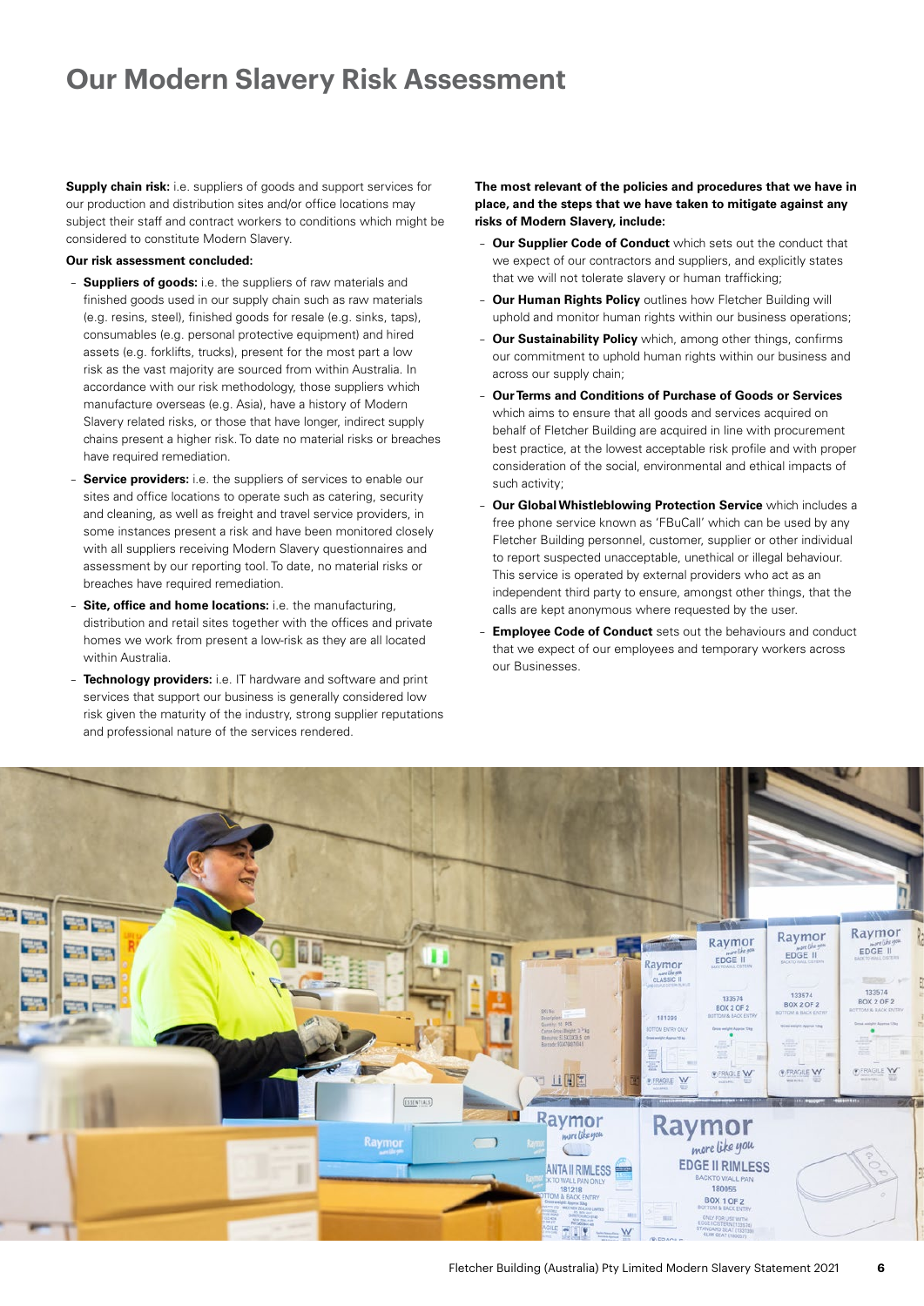# Our Modern Slavery Risk Assessment

**Supply chain risk:** i.e. suppliers of goods and support services for our production and distribution sites and/or office locations may subject their staff and contract workers to conditions which might be considered to constitute Modern Slavery.

**Our risk assessment concluded:**

- **Suppliers of goods:** i.e. the suppliers of raw materials and finished goods used in our supply chain such as raw materials (e.g. resins, steel), finished goods for resale (e.g. sinks, taps), consumables (e.g. personal protective equipment) and hired assets (e.g. forklifts, trucks), present for the most part a low risk as the vast majority are sourced from within Australia. In accordance with our risk methodology, those suppliers which manufacture overseas (e.g. Asia), have a history of Modern Slavery related risks, or those that have longer, indirect supply chains present a higher risk. To date no material risks or breaches have required remediation.
- **Service providers:** i.e. the suppliers of services to enable our sites and office locations to operate such as catering, security and cleaning, as well as freight and travel service providers, in some instances present a risk and have been monitored closely with all suppliers receiving Modern Slavery questionnaires and assessment by our reporting tool. To date, no material risks or breaches have required remediation.
- **Site, office and home locations:** i.e. the manufacturing, distribution and retail sites together with the offices and private homes we work from present a low-risk as they are all located within Australia.
- **Technology providers:** i.e. IT hardware and software and print services that support our business is generally considered low risk given the maturity of the industry, strong supplier reputations and professional nature of the services rendered.

**The most relevant of the policies and procedures that we have in place, and the steps that we have taken to mitigate against any risks of Modern Slavery, include:**

- **Our Supplier Code of Conduct** which sets out the conduct that we expect of our contractors and suppliers, and explicitly states that we will not tolerate slavery or human trafficking;
- **Our Human Rights Policy** outlines how Fletcher Building will uphold and monitor human rights within our business operations;
- **Our Sustainability Policy** which, among other things, confirms our commitment to uphold human rights within our business and across our supply chain;
- **Our Terms and Conditions of Purchase of Goods or Services** which aims to ensure that all goods and services acquired on behalf of Fletcher Building are acquired in line with procurement best practice, at the lowest acceptable risk profile and with proper consideration of the social, environmental and ethical impacts of such activity;
- **Our Global Whistleblowing Protection Service** which includes a free phone service known as 'FBuCall' which can be used by any Fletcher Building personnel, customer, supplier or other individual to report suspected unacceptable, unethical or illegal behaviour. This service is operated by external providers who act as an independent third party to ensure, amongst other things, that the calls are kept anonymous where requested by the user.
- **Employee Code of Conduct** sets out the behaviours and conduct that we expect of our employees and temporary workers across our Businesses.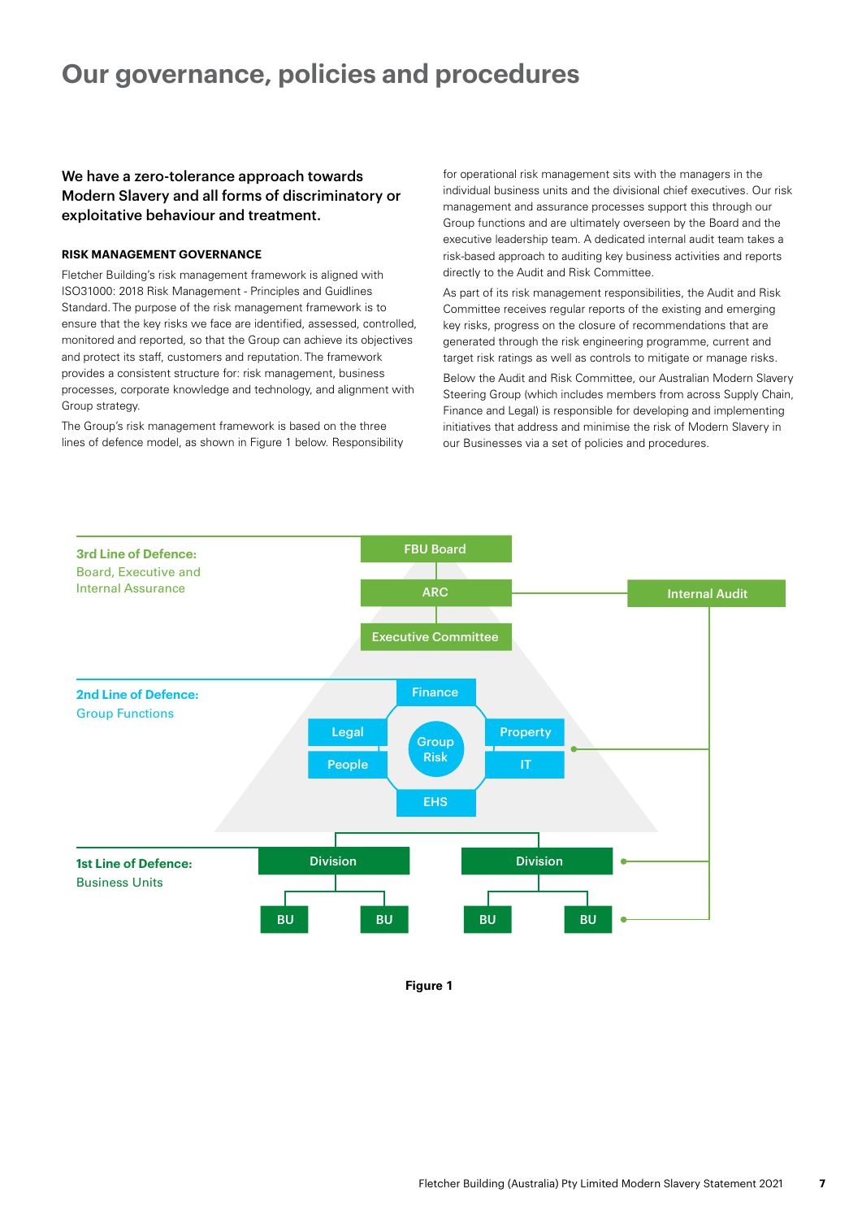# Our governance, policies and procedures

**We have a zero-tolerance approach towards Modern Slavery and all forms of discriminatory or exploitative behaviour and treatment.**

### RISK MANAGEMENT GOVERNANCE

Fletcher Building's risk management framework is aligned with ISO31000: 2018 Risk Management - Principles and Guidlines Standard. The purpose of the risk management framework is to ensure that the key risks we face are identified, assessed, controlled, monitored and reported, so that the Group can achieve its objectives and protect its staff, customers and reputation. The framework provides a consistent structure for: risk management, business processes, corporate knowledge and technology, and alignment with Group strategy.

The Group's risk management framework is based on the three lines of defence model, as shown in Figure 1 below. Responsibility for operational risk management sits with the managers in the individual business units and the divisional chief executives. Our risk management and assurance processes support this through our Group functions and are ultimately overseen by the Board and the executive leadership team. A dedicated internal audit team takes a risk-based approach to auditing key business activities and reports directly to the Audit and Risk Committee.

As part of its risk management responsibilities, the Audit and Risk Committee receives regular reports of the existing and emerging key risks, progress on the closure of recommendations that are generated through the risk engineering programme, current and target risk ratings as well as controls to mitigate or manage risks.

Below the Audit and Risk Committee, our Australian Modern Slavery Steering Group (which includes members from across Supply Chain, Finance and Legal) is responsible for developing and implementing initiatives that address and minimise the risk of Modern Slavery in our Businesses via a set of policies and procedures.

**3rd Line of Defence:** Board, Executive and Internal Assurance
- FBU Board
- ARC — Internal Audit
- Executive Committee

**2nd Line of Defence:** Group Functions
- Group Risk
- Finance
- Legal
- People
- Property
- IT
- EHS

**1st Line of Defence:** Business Units
- Division: BU, BU
- Division: BU, BU

**Figure 1**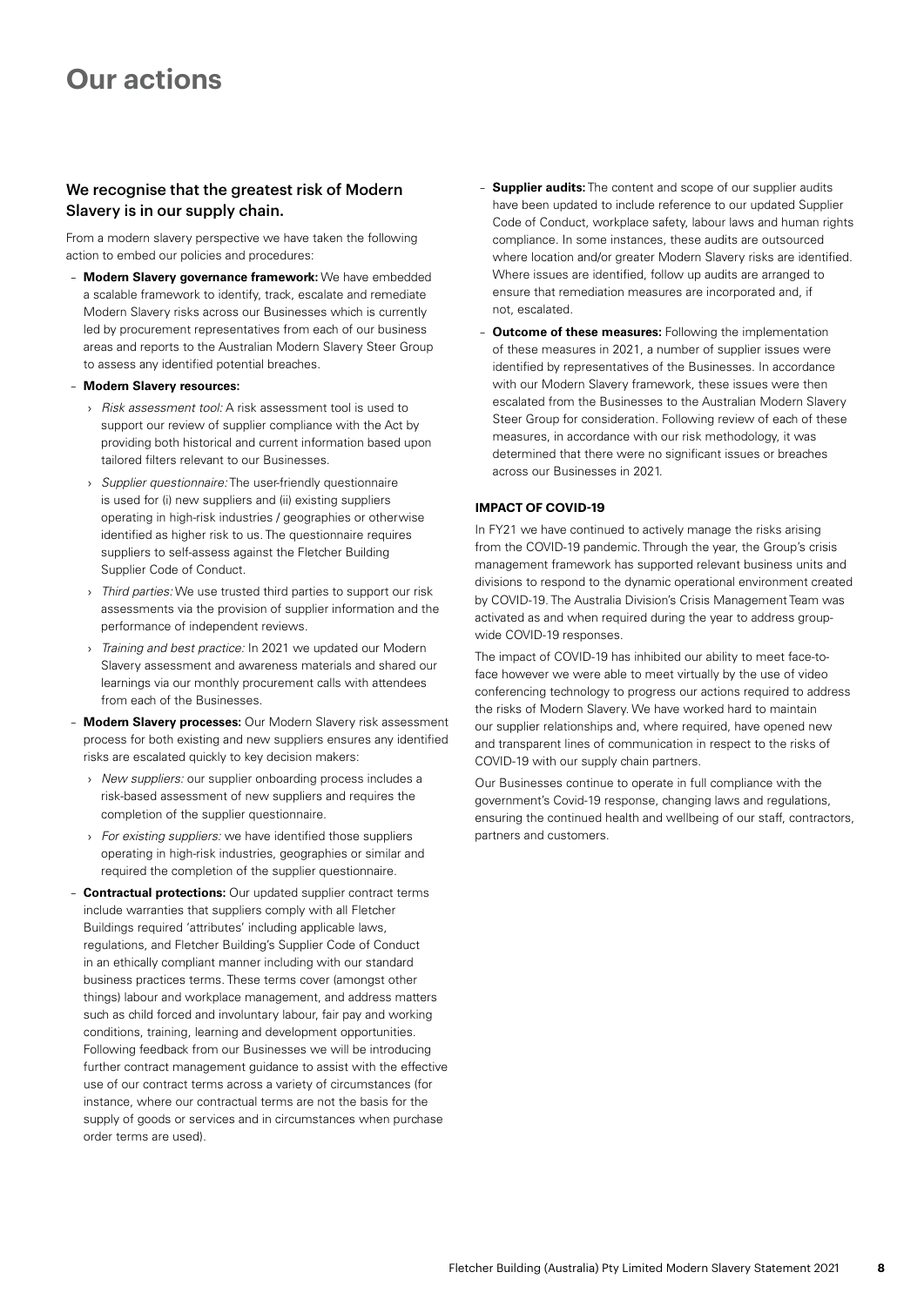# Our actions

### We recognise that the greatest risk of Modern Slavery is in our supply chain.

From a modern slavery perspective we have taken the following action to embed our policies and procedures:

- **Modern Slavery governance framework:** We have embedded a scalable framework to identify, track, escalate and remediate Modern Slavery risks across our Businesses which is currently led by procurement representatives from each of our business areas and reports to the Australian Modern Slavery Steer Group to assess any identified potential breaches.
- **Modern Slavery resources:**
  - *Risk assessment tool:* A risk assessment tool is used to support our review of supplier compliance with the Act by providing both historical and current information based upon tailored filters relevant to our Businesses.
  - *Supplier questionnaire:* The user-friendly questionnaire is used for (i) new suppliers and (ii) existing suppliers operating in high-risk industries / geographies or otherwise identified as higher risk to us. The questionnaire requires suppliers to self-assess against the Fletcher Building Supplier Code of Conduct.
  - *Third parties:* We use trusted third parties to support our risk assessments via the provision of supplier information and the performance of independent reviews.
  - *Training and best practice:* In 2021 we updated our Modern Slavery assessment and awareness materials and shared our learnings via our monthly procurement calls with attendees from each of the Businesses.
- **Modern Slavery processes:** Our Modern Slavery risk assessment process for both existing and new suppliers ensures any identified risks are escalated quickly to key decision makers:
  - *New suppliers:* our supplier onboarding process includes a risk-based assessment of new suppliers and requires the completion of the supplier questionnaire.
  - *For existing suppliers:* we have identified those suppliers operating in high-risk industries, geographies or similar and required the completion of the supplier questionnaire.
- **Contractual protections:** Our updated supplier contract terms include warranties that suppliers comply with all Fletcher Buildings required 'attributes' including applicable laws, regulations, and Fletcher Building's Supplier Code of Conduct in an ethically compliant manner including with our standard business practices terms. These terms cover (amongst other things) labour and workplace management, and address matters such as child forced and involuntary labour, fair pay and working conditions, training, learning and development opportunities. Following feedback from our Businesses we will be introducing further contract management guidance to assist with the effective use of our contract terms across a variety of circumstances (for instance, where our contractual terms are not the basis for the supply of goods or services and in circumstances when purchase order terms are used).
- **Supplier audits:** The content and scope of our supplier audits have been updated to include reference to our updated Supplier Code of Conduct, workplace safety, labour laws and human rights compliance. In some instances, these audits are outsourced where location and/or greater Modern Slavery risks are identified. Where issues are identified, follow up audits are arranged to ensure that remediation measures are incorporated and, if not, escalated.
- **Outcome of these measures:** Following the implementation of these measures in 2021, a number of supplier issues were identified by representatives of the Businesses. In accordance with our Modern Slavery framework, these issues were then escalated from the Businesses to the Australian Modern Slavery Steer Group for consideration. Following review of each of these measures, in accordance with our risk methodology, it was determined that there were no significant issues or breaches across our Businesses in 2021.

#### IMPACT OF COVID-19

In FY21 we have continued to actively manage the risks arising from the COVID-19 pandemic. Through the year, the Group's crisis management framework has supported relevant business units and divisions to respond to the dynamic operational environment created by COVID-19. The Australia Division's Crisis Management Team was activated as and when required during the year to address group-wide COVID-19 responses.

The impact of COVID-19 has inhibited our ability to meet face-to-face however we were able to meet virtually by the use of video conferencing technology to progress our actions required to address the risks of Modern Slavery. We have worked hard to maintain our supplier relationships and, where required, have opened new and transparent lines of communication in respect to the risks of COVID-19 with our supply chain partners.

Our Businesses continue to operate in full compliance with the government's Covid-19 response, changing laws and regulations, ensuring the continued health and wellbeing of our staff, contractors, partners and customers.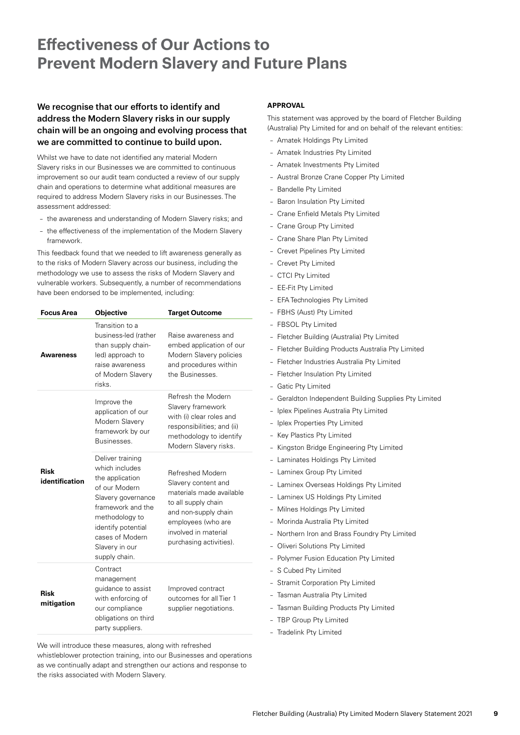# Effectiveness of Our Actions to Prevent Modern Slavery and Future Plans

### We recognise that our efforts to identify and address the Modern Slavery risks in our supply chain will be an ongoing and evolving process that we are committed to continue to build upon.

Whilst we have to date not identified any material Modern Slavery risks in our Businesses we are committed to continuous improvement so our audit team conducted a review of our supply chain and operations to determine what additional measures are required to address Modern Slavery risks in our Businesses. The assessment addressed:

- the awareness and understanding of Modern Slavery risks; and
- the effectiveness of the implementation of the Modern Slavery framework.

This feedback found that we needed to lift awareness generally as to the risks of Modern Slavery across our business, including the methodology we use to assess the risks of Modern Slavery and vulnerable workers. Subsequently, a number of recommendations have been endorsed to be implemented, including:

| Focus Area | Objective | Target Outcome |
| --- | --- | --- |
| **Awareness** | Transition to a business-led (rather than supply chain-led) approach to raise awareness of Modern Slavery risks. | Raise awareness and embed application of our Modern Slavery policies and procedures within the Businesses. |
| **Risk identification** | Improve the application of our Modern Slavery framework by our Businesses. | Refresh the Modern Slavery framework with (i) clear roles and responsibilities; and (ii) methodology to identify Modern Slavery risks. |
| | Deliver training which includes the application of our Modern Slavery governance framework and the methodology to identify potential cases of Modern Slavery in our supply chain. | Refreshed Modern Slavery content and materials made available to all supply chain and non-supply chain employees (who are involved in material purchasing activities). |
| **Risk mitigation** | Contract management guidance to assist with enforcing of our compliance obligations on third party suppliers. | Improved contract outcomes for all Tier 1 supplier negotiations. |

We will introduce these measures, along with refreshed whistleblower protection training, into our Businesses and operations as we continually adapt and strengthen our actions and response to the risks associated with Modern Slavery.

**APPROVAL**

This statement was approved by the board of Fletcher Building (Australia) Pty Limited for and on behalf of the relevant entities:

- Amatek Holdings Pty Limited
- Amatek Industries Pty Limited
- Amatek Investments Pty Limited
- Austral Bronze Crane Copper Pty Limited
- Bandelle Pty Limited
- Baron Insulation Pty Limited
- Crane Enfield Metals Pty Limited
- Crane Group Pty Limited
- Crane Share Plan Pty Limited
- Crevet Pipelines Pty Limited
- Crevet Pty Limited
- CTCI Pty Limited
- EE-Fit Pty Limited
- EFA Technologies Pty Limited
- FBHS (Aust) Pty Limited
- FBSOL Pty Limited
- Fletcher Building (Australia) Pty Limited
- Fletcher Building Products Australia Pty Limited
- Fletcher Industries Australia Pty Limited
- Fletcher Insulation Pty Limited
- Gatic Pty Limited
- Geraldton Independent Building Supplies Pty Limited
- Iplex Pipelines Australia Pty Limited
- Iplex Properties Pty Limited
- Key Plastics Pty Limited
- Kingston Bridge Engineering Pty Limited
- Laminates Holdings Pty Limited
- Laminex Group Pty Limited
- Laminex Overseas Holdings Pty Limited
- Laminex US Holdings Pty Limited
- Milnes Holdings Pty Limited
- Morinda Australia Pty Limited
- Northern Iron and Brass Foundry Pty Limited
- Oliveri Solutions Pty Limited
- Polymer Fusion Education Pty Limited
- S Cubed Pty Limited
- Stramit Corporation Pty Limited
- Tasman Australia Pty Limited
- Tasman Building Products Pty Limited
- TBP Group Pty Limited
- Tradelink Pty Limited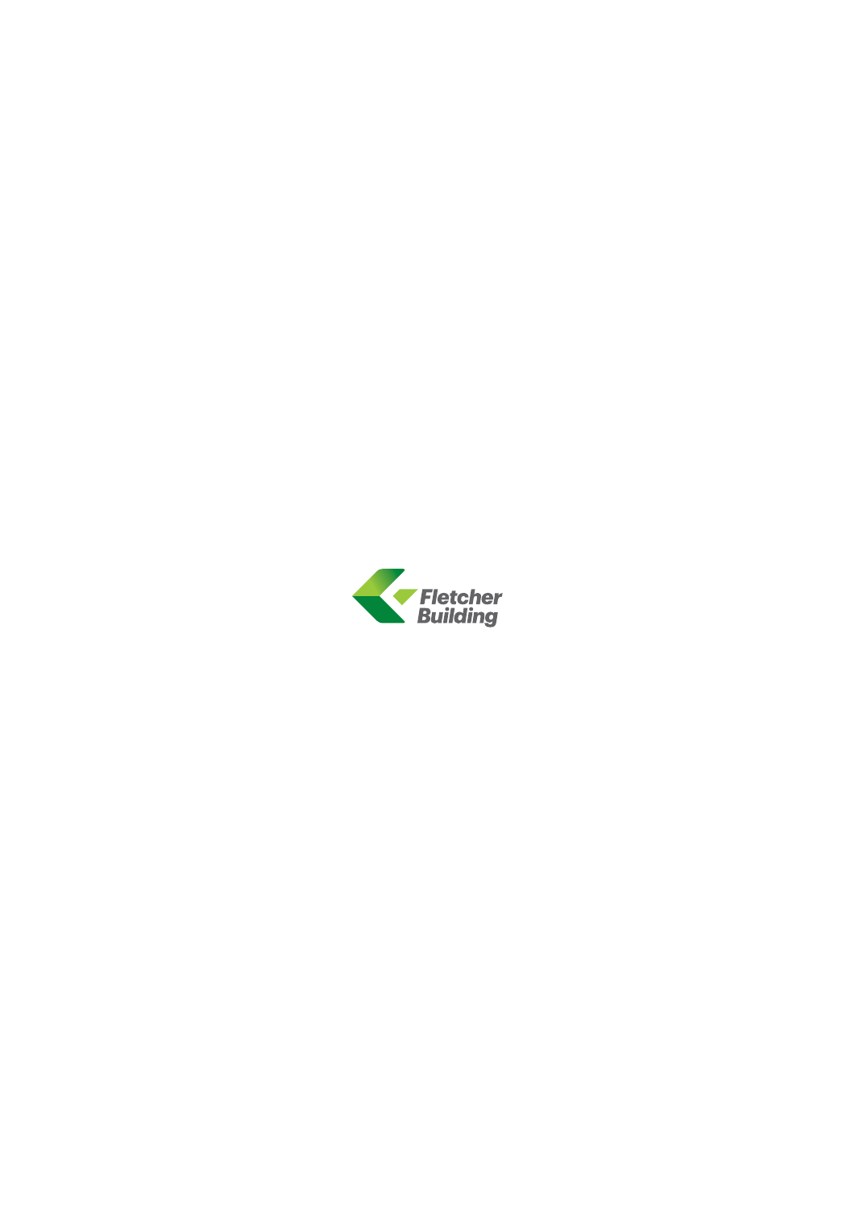Fletcher Building